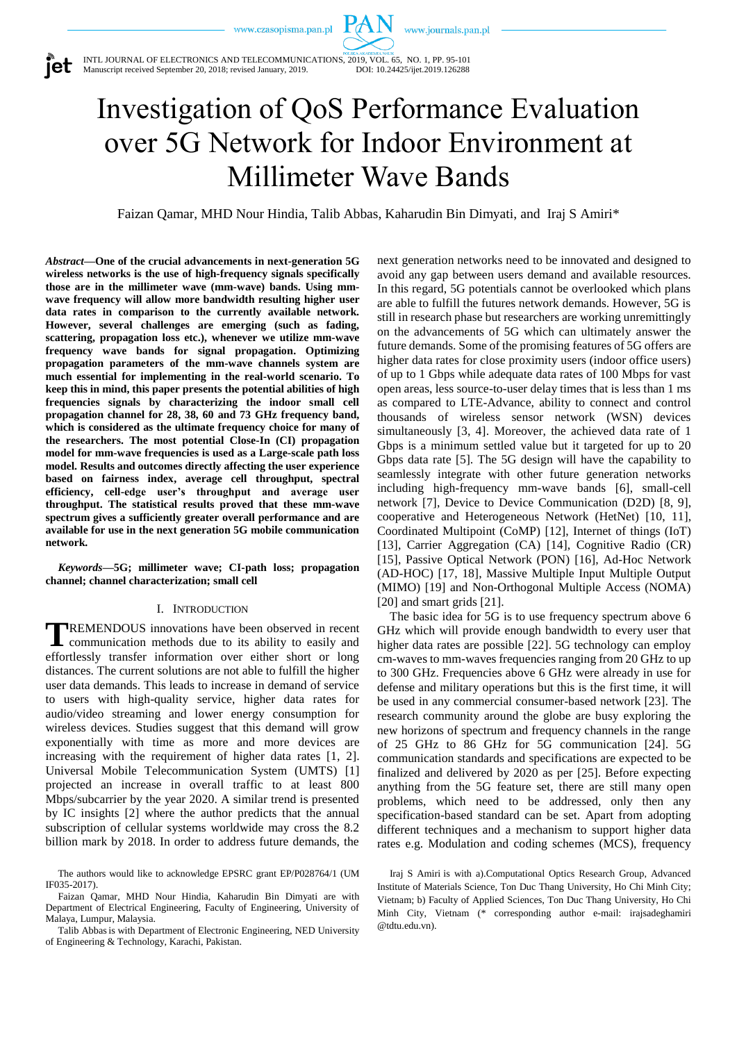# Investigation of QoS Performance Evaluation over 5G Network for Indoor Environment at Millimeter Wave Bands

Faizan Qamar, MHD Nour Hindia, Talib Abbas, Kaharudin Bin Dimyati, and Iraj S Amiri*

***Abstract*—One of the crucial advancements in next-generation 5G wireless networks is the use of high-frequency signals specifically those are in the millimeter wave (mm-wave) bands. Using mm-wave frequency will allow more bandwidth resulting higher user data rates in comparison to the currently available network. However, several challenges are emerging (such as fading, scattering, propagation loss etc.), whenever we utilize mm-wave frequency wave bands for signal propagation. Optimizing propagation parameters of the mm-wave channels system are much essential for implementing in the real-world scenario. To keep this in mind, this paper presents the potential abilities of high frequencies signals by characterizing the indoor small cell propagation channel for 28, 38, 60 and 73 GHz frequency band, which is considered as the ultimate frequency choice for many of the researchers. The most potential Close-In (CI) propagation model for mm-wave frequencies is used as a Large-scale path loss model. Results and outcomes directly affecting the user experience based on fairness index, average cell throughput, spectral efficiency, cell-edge user's throughput and average user throughput. The statistical results proved that these mm-wave spectrum gives a sufficiently greater overall performance and are available for use in the next generation 5G mobile communication network.**

***Keywords*—5G; millimeter wave; CI-path loss; propagation channel; channel characterization; small cell**

## I. Introduction

TREMENDOUS innovations have been observed in recent communication methods due to its ability to easily and effortlessly transfer information over either short or long distances. The current solutions are not able to fulfill the higher user data demands. This leads to increase in demand of service to users with high-quality service, higher data rates for audio/video streaming and lower energy consumption for wireless devices. Studies suggest that this demand will grow exponentially with time as more and more devices are increasing with the requirement of higher data rates [1, 2]. Universal Mobile Telecommunication System (UMTS) [1] projected an increase in overall traffic to at least 800 Mbps/subcarrier by the year 2020. A similar trend is presented by IC insights [2] where the author predicts that the annual subscription of cellular systems worldwide may cross the 8.2 billion mark by 2018. In order to address future demands, the next generation networks need to be innovated and designed to avoid any gap between users demand and available resources. In this regard, 5G potentials cannot be overlooked which plans are able to fulfill the futures network demands. However, 5G is still in research phase but researchers are working unremittingly on the advancements of 5G which can ultimately answer the future demands. Some of the promising features of 5G offers are higher data rates for close proximity users (indoor office users) of up to 1 Gbps while adequate data rates of 100 Mbps for vast open areas, less source-to-user delay times that is less than 1 ms as compared to LTE-Advance, ability to connect and control thousands of wireless sensor network (WSN) devices simultaneously [3, 4]. Moreover, the achieved data rate of 1 Gbps is a minimum settled value but it targeted for up to 20 Gbps data rate [5]. The 5G design will have the capability to seamlessly integrate with other future generation networks including high-frequency mm-wave bands [6], small-cell network [7], Device to Device Communication (D2D) [8, 9], cooperative and Heterogeneous Network (HetNet) [10, 11], Coordinated Multipoint (CoMP) [12], Internet of things (IoT) [13], Carrier Aggregation (CA) [14], Cognitive Radio (CR) [15], Passive Optical Network (PON) [16], Ad-Hoc Network (AD-HOC) [17, 18], Massive Multiple Input Multiple Output (MIMO) [19] and Non-Orthogonal Multiple Access (NOMA) [20] and smart grids [21].

The basic idea for 5G is to use frequency spectrum above 6 GHz which will provide enough bandwidth to every user that higher data rates are possible [22]. 5G technology can employ cm-waves to mm-waves frequencies ranging from 20 GHz to up to 300 GHz. Frequencies above 6 GHz were already in use for defense and military operations but this is the first time, it will be used in any commercial consumer-based network [23]. The research community around the globe are busy exploring the new horizons of spectrum and frequency channels in the range of 25 GHz to 86 GHz for 5G communication [24]. 5G communication standards and specifications are expected to be finalized and delivered by 2020 as per [25]. Before expecting anything from the 5G feature set, there are still many open problems, which need to be addressed, only then any specification-based standard can be set. Apart from adopting different techniques and a mechanism to support higher data rates e.g. Modulation and coding schemes (MCS), frequency

---

The authors would like to acknowledge EPSRC grant EP/P028764/1 (UM IF035-2017).

Faizan Qamar, MHD Nour Hindia, Kaharudin Bin Dimyati are with Department of Electrical Engineering, Faculty of Engineering, University of Malaya, Lumpur, Malaysia.

Talib Abbas is with Department of Electronic Engineering, NED University of Engineering & Technology, Karachi, Pakistan.

Iraj S Amiri is with a).Computational Optics Research Group, Advanced Institute of Materials Science, Ton Duc Thang University, Ho Chi Minh City; Vietnam; b) Faculty of Applied Sciences, Ton Duc Thang University, Ho Chi Minh City, Vietnam (* corresponding author e-mail: irajsadeghamiri @tdtu.edu.vn).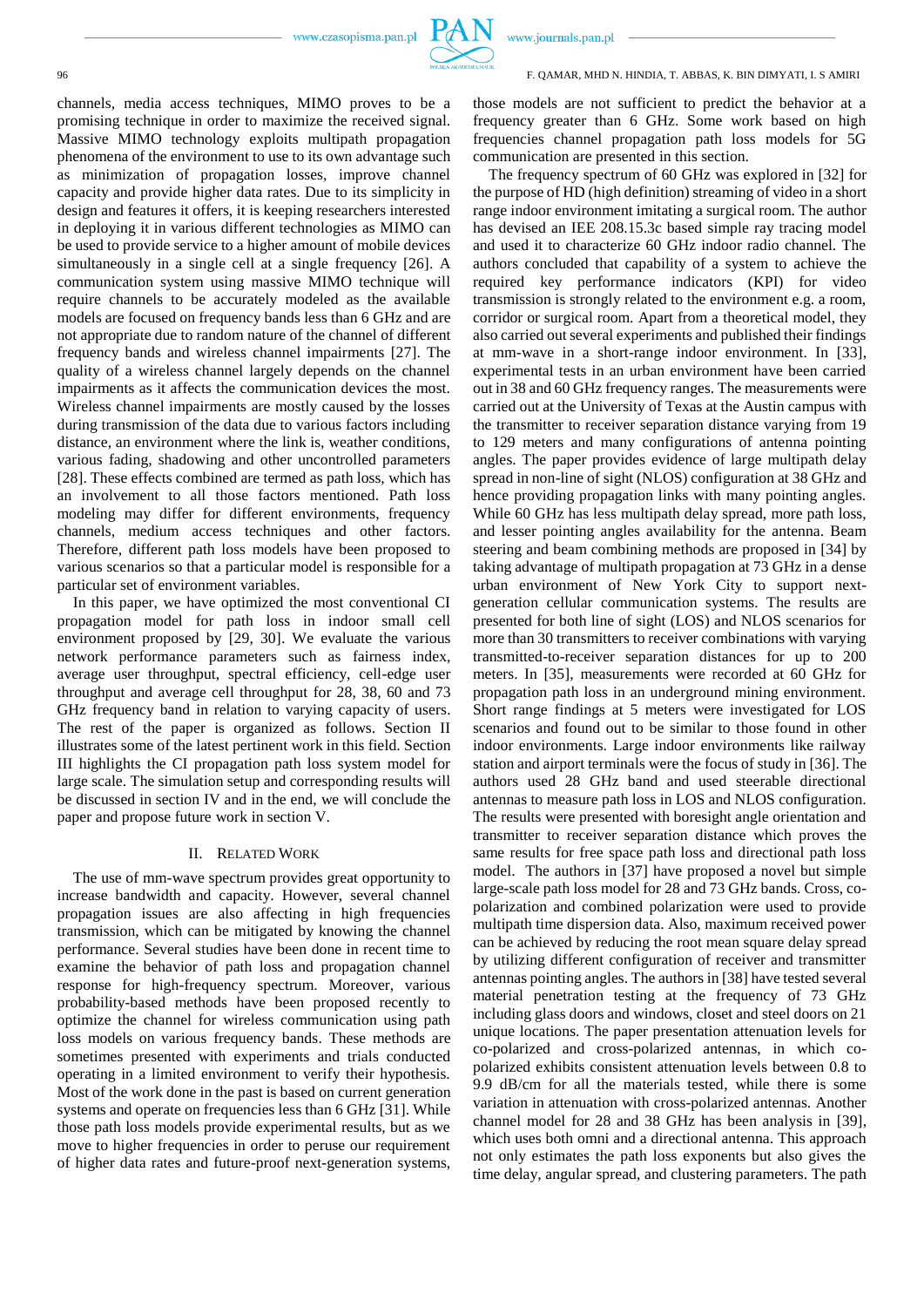channels, media access techniques, MIMO proves to be a promising technique in order to maximize the received signal. Massive MIMO technology exploits multipath propagation phenomena of the environment to use to its own advantage such as minimization of propagation losses, improve channel capacity and provide higher data rates. Due to its simplicity in design and features it offers, it is keeping researchers interested in deploying it in various different technologies as MIMO can be used to provide service to a higher amount of mobile devices simultaneously in a single cell at a single frequency [26]. A communication system using massive MIMO technique will require channels to be accurately modeled as the available models are focused on frequency bands less than 6 GHz and are not appropriate due to random nature of the channel of different frequency bands and wireless channel impairments [27]. The quality of a wireless channel largely depends on the channel impairments as it affects the communication devices the most. Wireless channel impairments are mostly caused by the losses during transmission of the data due to various factors including distance, an environment where the link is, weather conditions, various fading, shadowing and other uncontrolled parameters [28]. These effects combined are termed as path loss, which has an involvement to all those factors mentioned. Path loss modeling may differ for different environments, frequency channels, medium access techniques and other factors. Therefore, different path loss models have been proposed to various scenarios so that a particular model is responsible for a particular set of environment variables.

In this paper, we have optimized the most conventional CI propagation model for path loss in indoor small cell environment proposed by [29, 30]. We evaluate the various network performance parameters such as fairness index, average user throughput, spectral efficiency, cell-edge user throughput and average cell throughput for 28, 38, 60 and 73 GHz frequency band in relation to varying capacity of users. The rest of the paper is organized as follows. Section II illustrates some of the latest pertinent work in this field. Section III highlights the CI propagation path loss system model for large scale. The simulation setup and corresponding results will be discussed in section IV and in the end, we will conclude the paper and propose future work in section V.

## II. Related Work

The use of mm-wave spectrum provides great opportunity to increase bandwidth and capacity. However, several channel propagation issues are also affecting in high frequencies transmission, which can be mitigated by knowing the channel performance. Several studies have been done in recent time to examine the behavior of path loss and propagation channel response for high-frequency spectrum. Moreover, various probability-based methods have been proposed recently to optimize the channel for wireless communication using path loss models on various frequency bands. These methods are sometimes presented with experiments and trials conducted operating in a limited environment to verify their hypothesis. Most of the work done in the past is based on current generation systems and operate on frequencies less than 6 GHz [31]. While those path loss models provide experimental results, but as we move to higher frequencies in order to peruse our requirement of higher data rates and future-proof next-generation systems, those models are not sufficient to predict the behavior at a frequency greater than 6 GHz. Some work based on high frequencies channel propagation path loss models for 5G communication are presented in this section.

The frequency spectrum of 60 GHz was explored in [32] for the purpose of HD (high definition) streaming of video in a short range indoor environment imitating a surgical room. The author has devised an IEEE 208.15.3c based simple ray tracing model and used it to characterize 60 GHz indoor radio channel. The authors concluded that capability of a system to achieve the required key performance indicators (KPI) for video transmission is strongly related to the environment e.g. a room, corridor or surgical room. Apart from a theoretical model, they also carried out several experiments and published their findings at mm-wave in a short-range indoor environment. In [33], experimental tests in an urban environment have been carried out in 38 and 60 GHz frequency ranges. The measurements were carried out at the University of Texas at the Austin campus with the transmitter to receiver separation distance varying from 19 to 129 meters and many configurations of antenna pointing angles. The paper provides evidence of large multipath delay spread in non-line of sight (NLOS) configuration at 38 GHz and hence providing propagation links with many pointing angles. While 60 GHz has less multipath delay spread, more path loss, and lesser pointing angles availability for the antenna. Beam steering and beam combining methods are proposed in [34] by taking advantage of multipath propagation at 73 GHz in a dense urban environment of New York City to support next-generation cellular communication systems. The results are presented for both line of sight (LOS) and NLOS scenarios for more than 30 transmitters to receiver combinations with varying transmitted-to-receiver separation distances for up to 200 meters. In [35], measurements were recorded at 60 GHz for propagation path loss in an underground mining environment. Short range findings at 5 meters were investigated for LOS scenarios and found out to be similar to those found in other indoor environments. Large indoor environments like railway station and airport terminals were the focus of study in [36]. The authors used 28 GHz band and used steerable directional antennas to measure path loss in LOS and NLOS configuration. The results were presented with boresight angle orientation and transmitter to receiver separation distance which proves the same results for free space path loss and directional path loss model. The authors in [37] have proposed a novel but simple large-scale path loss model for 28 and 73 GHz bands. Cross, co-polarization and combined polarization were used to provide multipath time dispersion data. Also, maximum received power can be achieved by reducing the root mean square delay spread by utilizing different configuration of receiver and transmitter antennas pointing angles. The authors in [38] have tested several material penetration testing at the frequency of 73 GHz including glass doors and windows, closet and steel doors on 21 unique locations. The paper presentation attenuation levels for co-polarized and cross-polarized antennas, in which co-polarized exhibits consistent attenuation levels between 0.8 to 9.9 dB/cm for all the materials tested, while there is some variation in attenuation with cross-polarized antennas. Another channel model for 28 and 38 GHz has been analysis in [39], which uses both omni and a directional antenna. This approach not only estimates the path loss exponents but also gives the time delay, angular spread, and clustering parameters. The path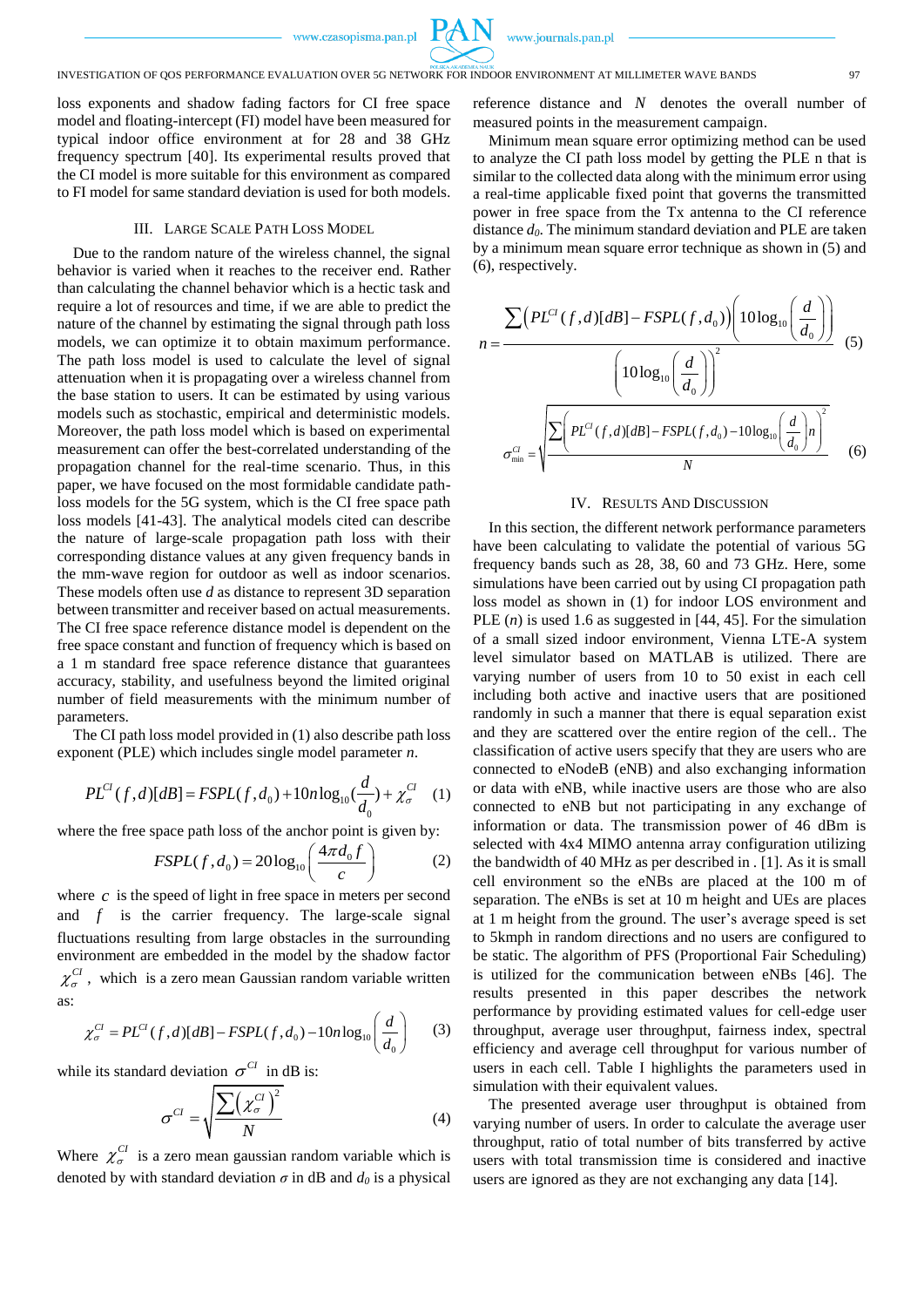loss exponents and shadow fading factors for CI free space model and floating-intercept (FI) model have been measured for typical indoor office environment at for 28 and 38 GHz frequency spectrum [40]. Its experimental results proved that the CI model is more suitable for this environment as compared to FI model for same standard deviation is used for both models.

## III. Large Scale Path Loss Model

Due to the random nature of the wireless channel, the signal behavior is varied when it reaches to the receiver end. Rather than calculating the channel behavior which is a hectic task and require a lot of resources and time, if we are able to predict the nature of the channel by estimating the signal through path loss models, we can optimize it to obtain maximum performance. The path loss model is used to calculate the level of signal attenuation when it is propagating over a wireless channel from the base station to users. It can be estimated by using various models such as stochastic, empirical and deterministic models. Moreover, the path loss model which is based on experimental measurement can offer the best-correlated understanding of the propagation channel for the real-time scenario. Thus, in this paper, we have focused on the most formidable candidate path-loss models for the 5G system, which is the CI free space path loss models [41-43]. The analytical models cited can describe the nature of large-scale propagation path loss with their corresponding distance values at any given frequency bands in the mm-wave region for outdoor as well as indoor scenarios. These models often use $d$ as distance to represent 3D separation between transmitter and receiver based on actual measurements. The CI free space reference distance model is dependent on the free space constant and function of frequency which is based on a 1 m standard free space reference distance that guarantees accuracy, stability, and usefulness beyond the limited original number of field measurements with the minimum number of parameters.

The CI path loss model provided in (1) also describe path loss exponent (PLE) which includes single model parameter $n$.

$$PL^{CI}(f,d)[dB] = FSPL(f,d_0) + 10n\log_{10}(\frac{d}{d_0}) + \chi_\sigma^{CI} \quad (1)$$

where the free space path loss of the anchor point is given by:

$$FSPL(f,d_0) = 20\log_{10}\left(\frac{4\pi d_0 f}{c}\right) \quad (2)$$

where $c$ is the speed of light in free space in meters per second and $f$ is the carrier frequency. The large-scale signal fluctuations resulting from large obstacles in the surrounding environment are embedded in the model by the shadow factor $\chi_\sigma^{CI}$, which is a zero mean Gaussian random variable written as:

$$\chi_\sigma^{CI} = PL^{CI}(f,d)[dB] - FSPL(f,d_0) - 10n\log_{10}\left(\frac{d}{d_0}\right) \quad (3)$$

while its standard deviation $\sigma^{CI}$ in dB is:

$$\sigma^{CI} = \sqrt{\frac{\sum\left(\chi_\sigma^{CI}\right)^2}{N}} \quad (4)$$

Where $\chi_\sigma^{CI}$ is a zero mean gaussian random variable which is denoted by with standard deviation $\sigma$ in dB and $d_0$ is a physical reference distance and $N$ denotes the overall number of measured points in the measurement campaign.

Minimum mean square error optimizing method can be used to analyze the CI path loss model by getting the PLE n that is similar to the collected data along with the minimum error using a real-time applicable fixed point that governs the transmitted power in free space from the Tx antenna to the CI reference distance $d_0$. The minimum standard deviation and PLE are taken by a minimum mean square error technique as shown in (5) and (6), respectively.

$$n = \frac{\sum\left(PL^{CI}(f,d)[dB] - FSPL(f,d_0)\right)\left(10\log_{10}\left(\frac{d}{d_0}\right)\right)}{\left(10\log_{10}\left(\frac{d}{d_0}\right)\right)^2} \quad (5)$$

$$\sigma_{\min}^{CI} = \sqrt{\frac{\sum\left(PL^{CI}(f,d)[dB] - FSPL(f,d_0) - 10\log_{10}\left(\frac{d}{d_0}\right)n\right)^2}{N}} \quad (6)$$

## IV. Results And Discussion

In this section, the different network performance parameters have been calculating to validate the potential of various 5G frequency bands such as 28, 38, 60 and 73 GHz. Here, some simulations have been carried out by using CI propagation path loss model as shown in (1) for indoor LOS environment and PLE ($n$) is used 1.6 as suggested in [44, 45]. For the simulation of a small sized indoor environment, Vienna LTE-A system level simulator based on MATLAB is utilized. There are varying number of users from 10 to 50 exist in each cell including both active and inactive users that are positioned randomly in such a manner that there is equal separation exist and they are scattered over the entire region of the cell.. The classification of active users specify that they are users who are connected to eNodeB (eNB) and also exchanging information or data with eNB, while inactive users are those who are also connected to eNB but not participating in any exchange of information or data. The transmission power of 46 dBm is selected with 4x4 MIMO antenna array configuration utilizing the bandwidth of 40 MHz as per described in . [1]. As it is small cell environment so the eNBs are placed at the 100 m of separation. The eNBs is set at 10 m height and UEs are places at 1 m height from the ground. The user's average speed is set to 5kmph in random directions and no users are configured to be static. The algorithm of PFS (Proportional Fair Scheduling) is utilized for the communication between eNBs [46]. The results presented in this paper describes the network performance by providing estimated values for cell-edge user throughput, average user throughput, fairness index, spectral efficiency and average cell throughput for various number of users in each cell. Table I highlights the parameters used in simulation with their equivalent values.

The presented average user throughput is obtained from varying number of users. In order to calculate the average user throughput, ratio of total number of bits transferred by active users with total transmission time is considered and inactive users are ignored as they are not exchanging any data [14].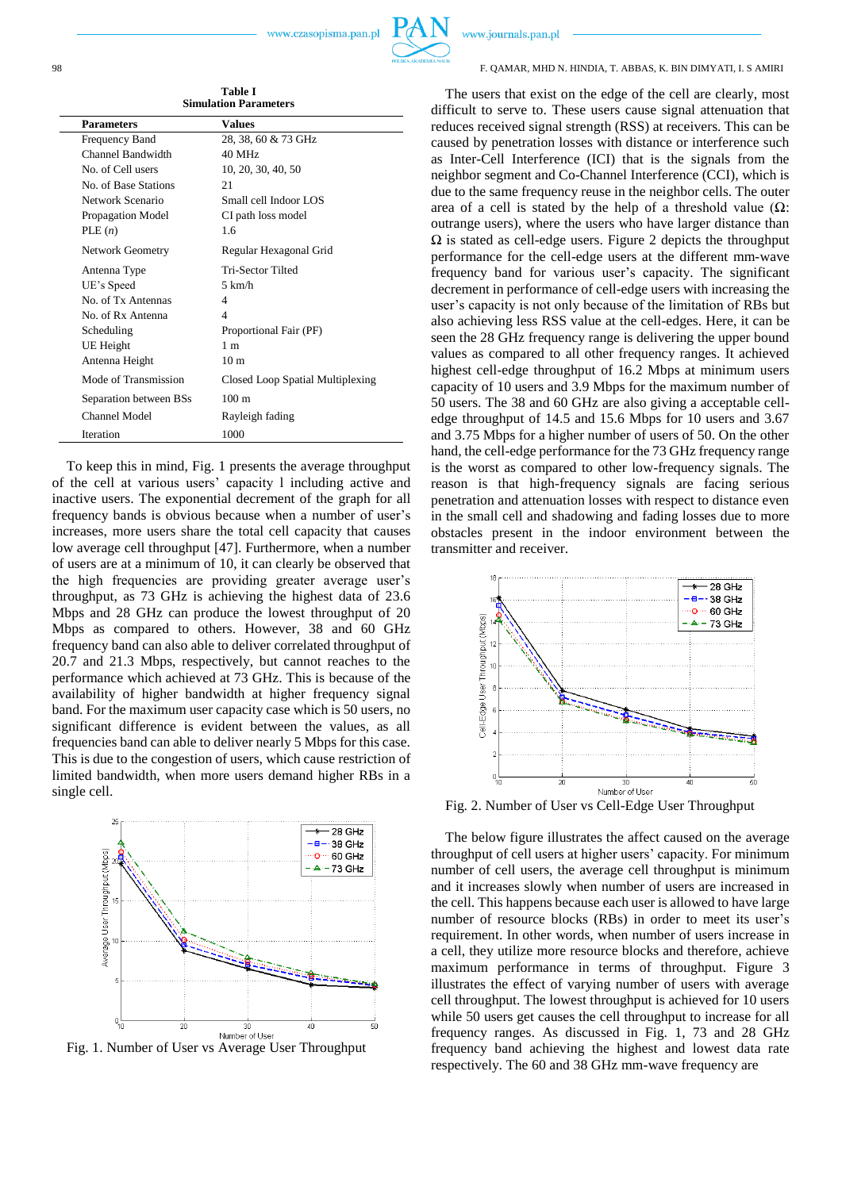Table I
Simulation Parameters

| Parameters | Values |
|---|---|
| Frequency Band | 28, 38, 60 & 73 GHz |
| Channel Bandwidth | 40 MHz |
| No. of Cell users | 10, 20, 30, 40, 50 |
| No. of Base Stations | 21 |
| Network Scenario | Small cell Indoor LOS |
| Propagation Model | CI path loss model |
| PLE ($n$) | 1.6 |
| Network Geometry | Regular Hexagonal Grid |
| Antenna Type | Tri-Sector Tilted |
| UE's Speed | 5 km/h |
| No. of Tx Antennas | 4 |
| No. of Rx Antenna | 4 |
| Scheduling | Proportional Fair (PF) |
| UE Height | 1 m |
| Antenna Height | 10 m |
| Mode of Transmission | Closed Loop Spatial Multiplexing |
| Separation between BSs | 100 m |
| Channel Model | Rayleigh fading |
| Iteration | 1000 |

To keep this in mind, Fig. 1 presents the average throughput of the cell at various users' capacity l including active and inactive users. The exponential decrement of the graph for all frequency bands is obvious because when a number of user's increases, more users share the total cell capacity that causes low average cell throughput [47]. Furthermore, when a number of users are at a minimum of 10, it can clearly be observed that the high frequencies are providing greater average user's throughput, as 73 GHz is achieving the highest data of 23.6 Mbps and 28 GHz can produce the lowest throughput of 20 Mbps as compared to others. However, 38 and 60 GHz frequency band can also able to deliver correlated throughput of 20.7 and 21.3 Mbps, respectively, but cannot reaches to the performance which achieved at 73 GHz. This is because of the availability of higher bandwidth at higher frequency signal band. For the maximum user capacity case which is 50 users, no significant difference is evident between the values, as all frequencies band can able to deliver nearly 5 Mbps for this case. This is due to the congestion of users, which cause restriction of limited bandwidth, when more users demand higher RBs in a single cell.

Fig. 1. Number of User vs Average User Throughput

The users that exist on the edge of the cell are clearly, most difficult to serve to. These users cause signal attenuation that reduces received signal strength (RSS) at receivers. This can be caused by penetration losses with distance or interference such as Inter-Cell Interference (ICI) that is the signals from the neighbor segment and Co-Channel Interference (CCI), which is due to the same frequency reuse in the neighbor cells. The outer area of a cell is stated by the help of a threshold value ($\Omega$: outrange users), where the users who have larger distance than $\Omega$ is stated as cell-edge users. Figure 2 depicts the throughput performance for the cell-edge users at the different mm-wave frequency band for various user's capacity. The significant decrement in performance of cell-edge users with increasing the user's capacity is not only because of the limitation of RBs but also achieving less RSS value at the cell-edges. Here, it can be seen the 28 GHz frequency range is delivering the upper bound values as compared to all other frequency ranges. It achieved highest cell-edge throughput of 16.2 Mbps at minimum users capacity of 10 users and 3.9 Mbps for the maximum number of 50 users. The 38 and 60 GHz are also giving a acceptable cell-edge throughput of 14.5 and 15.6 Mbps for 10 users and 3.67 and 3.75 Mbps for a higher number of users of 50. On the other hand, the cell-edge performance for the 73 GHz frequency range is the worst as compared to other low-frequency signals. The reason is that high-frequency signals are facing serious penetration and attenuation losses with respect to distance even in the small cell and shadowing and fading losses due to more obstacles present in the indoor environment between the transmitter and receiver.

Fig. 2. Number of User vs Cell-Edge User Throughput

The below figure illustrates the affect caused on the average throughput of cell users at higher users' capacity. For minimum number of cell users, the average cell throughput is minimum and it increases slowly when number of users are increased in the cell. This happens because each user is allowed to have large number of resource blocks (RBs) in order to meet its user's requirement. In other words, when number of users increase in a cell, they utilize more resource blocks and therefore, achieve maximum performance in terms of throughput. Figure 3 illustrates the effect of varying number of users with average cell throughput. The lowest throughput is achieved for 10 users while 50 users get causes the cell throughput to increase for all frequency ranges. As discussed in Fig. 1, 73 and 28 GHz frequency band achieving the highest and lowest data rate respectively. The 60 and 38 GHz mm-wave frequency are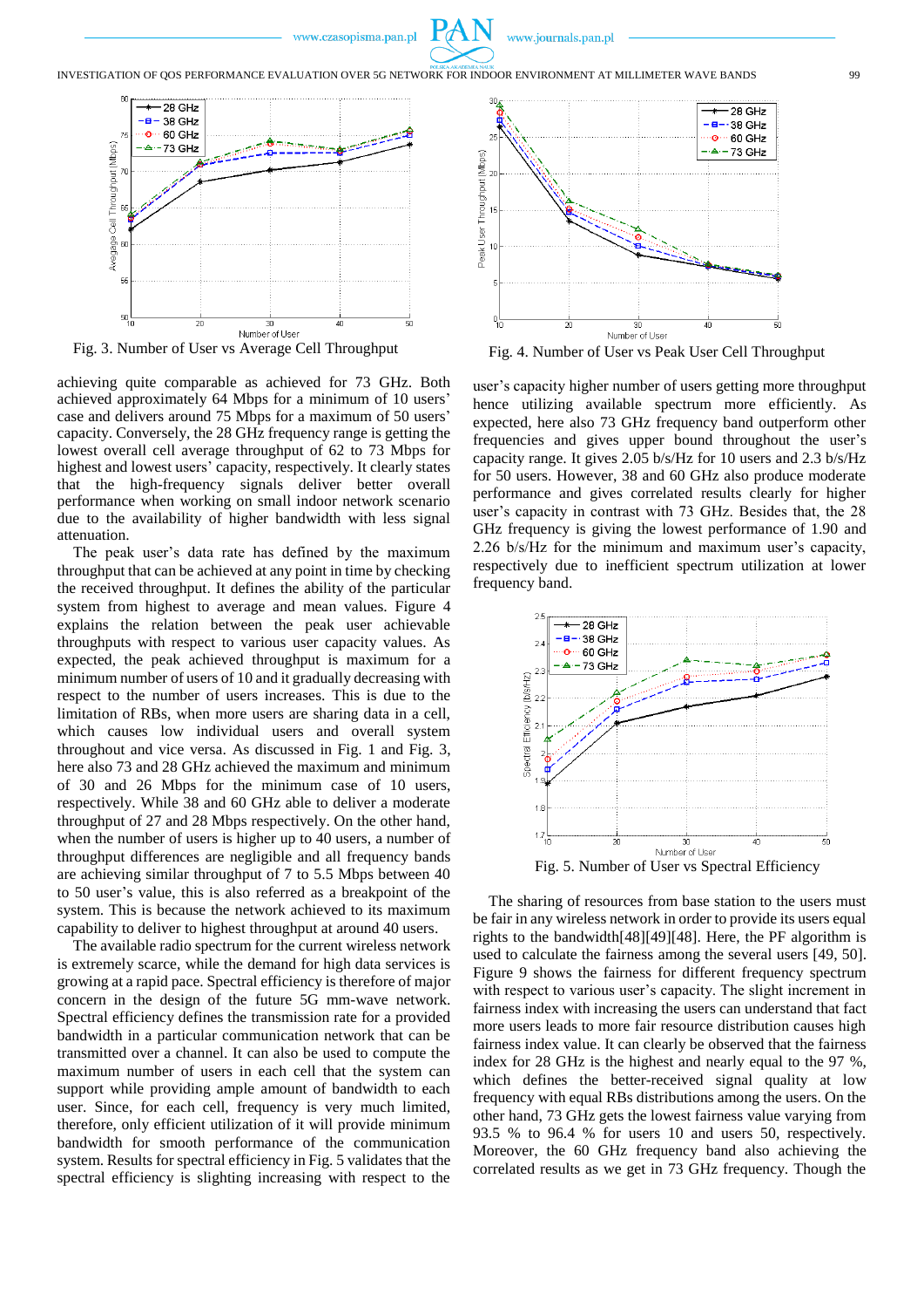Fig. 3. Number of User vs Average Cell Throughput

Fig. 4. Number of User vs Peak User Cell Throughput

achieving quite comparable as achieved for 73 GHz. Both achieved approximately 64 Mbps for a minimum of 10 users' case and delivers around 75 Mbps for a maximum of 50 users' capacity. Conversely, the 28 GHz frequency range is getting the lowest overall cell average throughput of 62 to 73 Mbps for highest and lowest users' capacity, respectively. It clearly states that the high-frequency signals deliver better overall performance when working on small indoor network scenario due to the availability of higher bandwidth with less signal attenuation.

The peak user's data rate has defined by the maximum throughput that can be achieved at any point in time by checking the received throughput. It defines the ability of the particular system from highest to average and mean values. Figure 4 explains the relation between the peak user achievable throughputs with respect to various user capacity values. As expected, the peak achieved throughput is maximum for a minimum number of users of 10 and it gradually decreasing with respect to the number of users increases. This is due to the limitation of RBs, when more users are sharing data in a cell, which causes low individual users and overall system throughout and vice versa. As discussed in Fig. 1 and Fig. 3, here also 73 and 28 GHz achieved the maximum and minimum of 30 and 26 Mbps for the minimum case of 10 users, respectively. While 38 and 60 GHz able to deliver a moderate throughput of 27 and 28 Mbps respectively. On the other hand, when the number of users is higher up to 40 users, a number of throughput differences are negligible and all frequency bands are achieving similar throughput of 7 to 5.5 Mbps between 40 to 50 user's value, this is also referred as a breakpoint of the system. This is because the network achieved to its maximum capability to deliver to highest throughput at around 40 users.

The available radio spectrum for the current wireless network is extremely scarce, while the demand for high data services is growing at a rapid pace. Spectral efficiency is therefore of major concern in the design of the future 5G mm-wave network. Spectral efficiency defines the transmission rate for a provided bandwidth in a particular communication network that can be transmitted over a channel. It can also be used to compute the maximum number of users in each cell that the system can support while providing ample amount of bandwidth to each user. Since, for each cell, frequency is very much limited, therefore, only efficient utilization of it will provide minimum bandwidth for smooth performance of the communication system. Results for spectral efficiency in Fig. 5 validates that the spectral efficiency is slighting increasing with respect to the user's capacity higher number of users getting more throughput hence utilizing available spectrum more efficiently. As expected, here also 73 GHz frequency band outperform other frequencies and gives upper bound throughout the user's capacity range. It gives 2.05 b/s/Hz for 10 users and 2.3 b/s/Hz for 50 users. However, 38 and 60 GHz also produce moderate performance and gives correlated results clearly for higher user's capacity in contrast with 73 GHz. Besides that, the 28 GHz frequency is giving the lowest performance of 1.90 and 2.26 b/s/Hz for the minimum and maximum user's capacity, respectively due to inefficient spectrum utilization at lower frequency band.

Fig. 5. Number of User vs Spectral Efficiency

The sharing of resources from base station to the users must be fair in any wireless network in order to provide its users equal rights to the bandwidth[48][49][48]. Here, the PF algorithm is used to calculate the fairness among the several users [49, 50]. Figure 9 shows the fairness for different frequency spectrum with respect to various user's capacity. The slight increment in fairness index with increasing the users can understand that fact more users leads to more fair resource distribution causes high fairness index value. It can clearly be observed that the fairness index for 28 GHz is the highest and nearly equal to the 97 %, which defines the better-received signal quality at low frequency with equal RBs distributions among the users. On the other hand, 73 GHz gets the lowest fairness value varying from 93.5 % to 96.4 % for users 10 and users 50, respectively. Moreover, the 60 GHz frequency band also achieving the correlated results as we get in 73 GHz frequency. Though the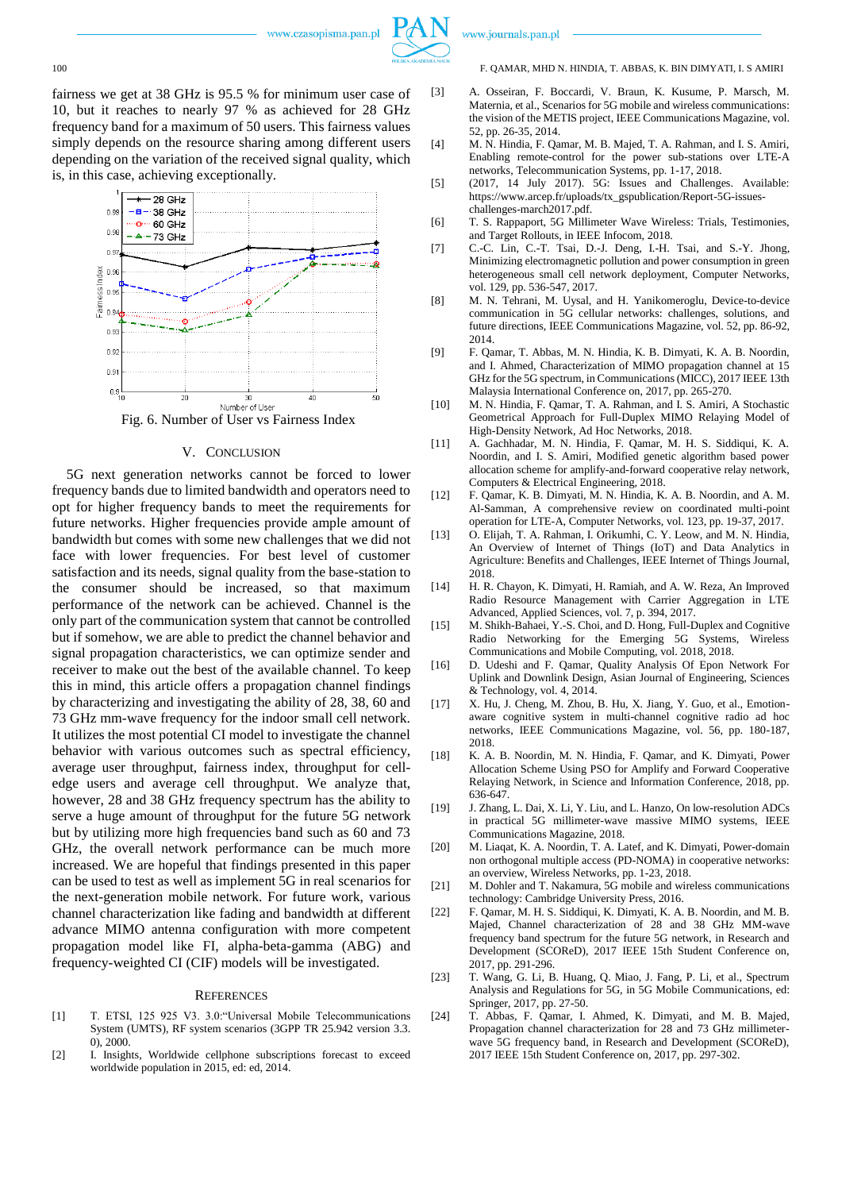fairness we get at 38 GHz is 95.5 % for minimum user case of 10, but it reaches to nearly 97 % as achieved for 28 GHz frequency band for a maximum of 50 users. This fairness values simply depends on the resource sharing among different users depending on the variation of the received signal quality, which is, in this case, achieving exceptionally.

Fig. 6. Number of User vs Fairness Index

## V. CONCLUSION

5G next generation networks cannot be forced to lower frequency bands due to limited bandwidth and operators need to opt for higher frequency bands to meet the requirements for future networks. Higher frequencies provide ample amount of bandwidth but comes with some new challenges that we did not face with lower frequencies. For best level of customer satisfaction and its needs, signal quality from the base-station to the consumer should be increased, so that maximum performance of the network can be achieved. Channel is the only part of the communication system that cannot be controlled but if somehow, we are able to predict the channel behavior and signal propagation characteristics, we can optimize sender and receiver to make out the best of the available channel. To keep this in mind, this article offers a propagation channel findings by characterizing and investigating the ability of 28, 38, 60 and 73 GHz mm-wave frequency for the indoor small cell network. It utilizes the most potential CI model to investigate the channel behavior with various outcomes such as spectral efficiency, average user throughput, fairness index, throughput for cell-edge users and average cell throughput. We analyze that, however, 28 and 38 GHz frequency spectrum has the ability to serve a huge amount of throughput for the future 5G network but by utilizing more high frequencies band such as 60 and 73 GHz, the overall network performance can be much more increased. We are hopeful that findings presented in this paper can be used to test as well as implement 5G in real scenarios for the next-generation mobile network. For future work, various channel characterization like fading and bandwidth at different advance MIMO antenna configuration with more competent propagation model like FI, alpha-beta-gamma (ABG) and frequency-weighted CI (CIF) models will be investigated.

## REFERENCES

[1] T. ETSI, 125 925 V3. 3.0:"Universal Mobile Telecommunications System (UMTS), RF system scenarios (3GPP TR 25.942 version 3.3. 0), 2000.

[2] I. Insights, Worldwide cellphone subscriptions forecast to exceed worldwide population in 2015, ed: ed, 2014.

[3] A. Osseiran, F. Boccardi, V. Braun, K. Kusume, P. Marsch, M. Maternia, et al., Scenarios for 5G mobile and wireless communications: the vision of the METIS project, IEEE Communications Magazine, vol. 52, pp. 26-35, 2014.

[4] M. N. Hindia, F. Qamar, M. B. Majed, T. A. Rahman, and I. S. Amiri, Enabling remote-control for the power sub-stations over LTE-A networks, Telecommunication Systems, pp. 1-17, 2018.

[5] (2017, 14 July 2017). 5G: Issues and Challenges. Available: https://www.arcep.fr/uploads/tx_gspublication/Report-5G-issues-challenges-march2017.pdf.

[6] T. S. Rappaport, 5G Millimeter Wave Wireless: Trials, Testimonies, and Target Rollouts, in IEEE Infocom, 2018.

[7] C.-C. Lin, C.-T. Tsai, D.-J. Deng, I.-H. Tsai, and S.-Y. Jhong, Minimizing electromagnetic pollution and power consumption in green heterogeneous small cell network deployment, Computer Networks, vol. 129, pp. 536-547, 2017.

[8] M. N. Tehrani, M. Uysal, and H. Yanikomeroglu, Device-to-device communication in 5G cellular networks: challenges, solutions, and future directions, IEEE Communications Magazine, vol. 52, pp. 86-92, 2014.

[9] F. Qamar, T. Abbas, M. N. Hindia, K. B. Dimyati, K. A. B. Noordin, and I. Ahmed, Characterization of MIMO propagation channel at 15 GHz for the 5G spectrum, in Communications (MICC), 2017 IEEE 13th Malaysia International Conference on, 2017, pp. 265-270.

[10] M. N. Hindia, F. Qamar, T. A. Rahman, and I. S. Amiri, A Stochastic Geometrical Approach for Full-Duplex MIMO Relaying Model of High-Density Network, Ad Hoc Networks, 2018.

[11] A. Gachhadar, M. N. Hindia, F. Qamar, M. H. S. Siddiqui, K. A. Noordin, and I. S. Amiri, Modified genetic algorithm based power allocation scheme for amplify-and-forward cooperative relay network, Computers & Electrical Engineering, 2018.

[12] F. Qamar, K. B. Dimyati, M. N. Hindia, K. A. B. Noordin, and A. M. Al-Samman, A comprehensive review on coordinated multi-point operation for LTE-A, Computer Networks, vol. 123, pp. 19-37, 2017.

[13] O. Elijah, T. A. Rahman, I. Orikumhi, C. Y. Leow, and M. N. Hindia, An Overview of Internet of Things (IoT) and Data Analytics in Agriculture: Benefits and Challenges, IEEE Internet of Things Journal, 2018.

[14] H. R. Chayon, K. Dimyati, H. Ramiah, and A. W. Reza, An Improved Radio Resource Management with Carrier Aggregation in LTE Advanced, Applied Sciences, vol. 7, p. 394, 2017.

[15] M. Shikh-Bahaei, Y.-S. Choi, and D. Hong, Full-Duplex and Cognitive Radio Networking for the Emerging 5G Systems, Wireless Communications and Mobile Computing, vol. 2018, 2018.

[16] D. Udeshi and F. Qamar, Quality Analysis Of Epon Network For Uplink and Downlink Design, Asian Journal of Engineering, Sciences & Technology, vol. 4, 2014.

[17] X. Hu, J. Cheng, M. Zhou, B. Hu, X. Jiang, Y. Guo, et al., Emotion-aware cognitive system in multi-channel cognitive radio ad hoc networks, IEEE Communications Magazine, vol. 56, pp. 180-187, 2018.

[18] K. A. B. Noordin, M. N. Hindia, F. Qamar, and K. Dimyati, Power Allocation Scheme Using PSO for Amplify and Forward Cooperative Relaying Network, in Science and Information Conference, 2018, pp. 636-647.

[19] J. Zhang, L. Dai, X. Li, Y. Liu, and L. Hanzo, On low-resolution ADCs in practical 5G millimeter-wave massive MIMO systems, IEEE Communications Magazine, 2018.

[20] M. Liaqat, K. A. Noordin, T. A. Latef, and K. Dimyati, Power-domain non orthogonal multiple access (PD-NOMA) in cooperative networks: an overview, Wireless Networks, pp. 1-23, 2018.

[21] M. Dohler and T. Nakamura, 5G mobile and wireless communications technology: Cambridge University Press, 2016.

[22] F. Qamar, M. H. S. Siddiqui, K. Dimyati, K. A. B. Noordin, and M. B. Majed, Channel characterization of 28 and 38 GHz MM-wave frequency band spectrum for the future 5G network, in Research and Development (SCOReD), 2017 IEEE 15th Student Conference on, 2017, pp. 291-296.

[23] T. Wang, G. Li, B. Huang, Q. Miao, J. Fang, P. Li, et al., Spectrum Analysis and Regulations for 5G, in 5G Mobile Communications, ed: Springer, 2017, pp. 27-50.

[24] T. Abbas, F. Qamar, I. Ahmed, K. Dimyati, and M. B. Majed, Propagation channel characterization for 28 and 73 GHz millimeter-wave 5G frequency band, in Research and Development (SCOReD), 2017 IEEE 15th Student Conference on, 2017, pp. 297-302.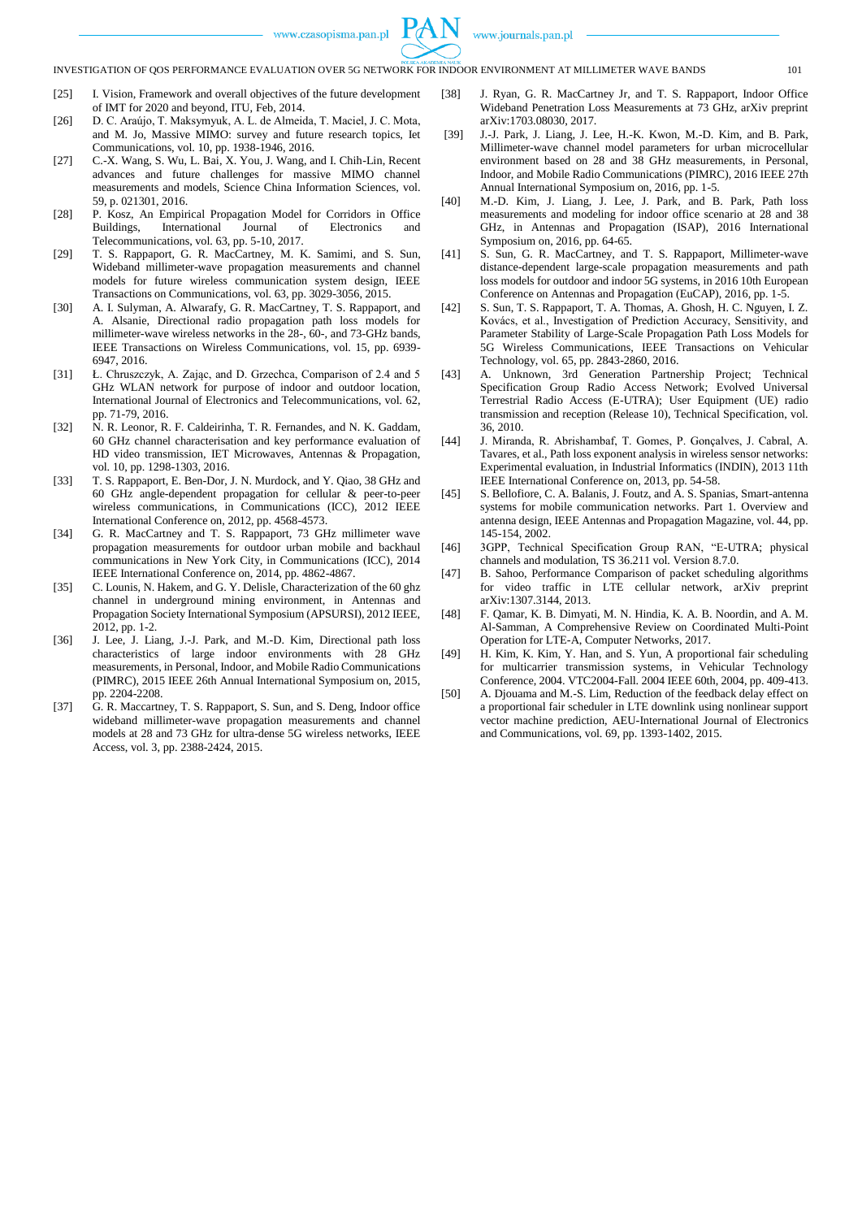[25] I. Vision, Framework and overall objectives of the future development of IMT for 2020 and beyond, ITU, Feb, 2014.

[26] D. C. Araújo, T. Maksymyuk, A. L. de Almeida, T. Maciel, J. C. Mota, and M. Jo, Massive MIMO: survey and future research topics, Iet Communications, vol. 10, pp. 1938-1946, 2016.

[27] C.-X. Wang, S. Wu, L. Bai, X. You, J. Wang, and I. Chih-Lin, Recent advances and future challenges for massive MIMO channel measurements and models, Science China Information Sciences, vol. 59, p. 021301, 2016.

[28] P. Kosz, An Empirical Propagation Model for Corridors in Office Buildings, International Journal of Electronics and Telecommunications, vol. 63, pp. 5-10, 2017.

[29] T. S. Rappaport, G. R. MacCartney, M. K. Samimi, and S. Sun, Wideband millimeter-wave propagation measurements and channel models for future wireless communication system design, IEEE Transactions on Communications, vol. 63, pp. 3029-3056, 2015.

[30] A. I. Sulyman, A. Alwarafy, G. R. MacCartney, T. S. Rappaport, and A. Alsanie, Directional radio propagation path loss models for millimeter-wave wireless networks in the 28-, 60-, and 73-GHz bands, IEEE Transactions on Wireless Communications, vol. 15, pp. 6939-6947, 2016.

[31] Ł. Chruszczyk, A. Zając, and D. Grzechca, Comparison of 2.4 and 5 GHz WLAN network for purpose of indoor and outdoor location, International Journal of Electronics and Telecommunications, vol. 62, pp. 71-79, 2016.

[32] N. R. Leonor, R. F. Caldeirinha, T. R. Fernandes, and N. K. Gaddam, 60 GHz channel characterisation and key performance evaluation of HD video transmission, IET Microwaves, Antennas & Propagation, vol. 10, pp. 1298-1303, 2016.

[33] T. S. Rappaport, E. Ben-Dor, J. N. Murdock, and Y. Qiao, 38 GHz and 60 GHz angle-dependent propagation for cellular & peer-to-peer wireless communications, in Communications (ICC), 2012 IEEE International Conference on, 2012, pp. 4568-4573.

[34] G. R. MacCartney and T. S. Rappaport, 73 GHz millimeter wave propagation measurements for outdoor urban mobile and backhaul communications in New York City, in Communications (ICC), 2014 IEEE International Conference on, 2014, pp. 4862-4867.

[35] C. Lounis, N. Hakem, and G. Y. Delisle, Characterization of the 60 ghz channel in underground mining environment, in Antennas and Propagation Society International Symposium (APSURSI), 2012 IEEE, 2012, pp. 1-2.

[36] J. Lee, J. Liang, J.-J. Park, and M.-D. Kim, Directional path loss characteristics of large indoor environments with 28 GHz measurements, in Personal, Indoor, and Mobile Radio Communications (PIMRC), 2015 IEEE 26th Annual International Symposium on, 2015, pp. 2204-2208.

[37] G. R. Maccartney, T. S. Rappaport, S. Sun, and S. Deng, Indoor office wideband millimeter-wave propagation measurements and channel models at 28 and 73 GHz for ultra-dense 5G wireless networks, IEEE Access, vol. 3, pp. 2388-2424, 2015.

[38] J. Ryan, G. R. MacCartney Jr, and T. S. Rappaport, Indoor Office Wideband Penetration Loss Measurements at 73 GHz, arXiv preprint arXiv:1703.08030, 2017.

[39] J.-J. Park, J. Liang, J. Lee, H.-K. Kwon, M.-D. Kim, and B. Park, Millimeter-wave channel model parameters for urban microcellular environment based on 28 and 38 GHz measurements, in Personal, Indoor, and Mobile Radio Communications (PIMRC), 2016 IEEE 27th Annual International Symposium on, 2016, pp. 1-5.

[40] M.-D. Kim, J. Liang, J. Lee, J. Park, and B. Park, Path loss measurements and modeling for indoor office scenario at 28 and 38 GHz, in Antennas and Propagation (ISAP), 2016 International Symposium on, 2016, pp. 64-65.

[41] S. Sun, G. R. MacCartney, and T. S. Rappaport, Millimeter-wave distance-dependent large-scale propagation measurements and path loss models for outdoor and indoor 5G systems, in 2016 10th European Conference on Antennas and Propagation (EuCAP), 2016, pp. 1-5.

[42] S. Sun, T. S. Rappaport, T. A. Thomas, A. Ghosh, H. C. Nguyen, I. Z. Kovács, et al., Investigation of Prediction Accuracy, Sensitivity, and Parameter Stability of Large-Scale Propagation Path Loss Models for 5G Wireless Communications, IEEE Transactions on Vehicular Technology, vol. 65, pp. 2843-2860, 2016.

[43] A. Unknown, 3rd Generation Partnership Project; Technical Specification Group Radio Access Network; Evolved Universal Terrestrial Radio Access (E-UTRA); User Equipment (UE) radio transmission and reception (Release 10), Technical Specification, vol. 36, 2010.

[44] J. Miranda, R. Abrishambaf, T. Gomes, P. Gonçalves, J. Cabral, A. Tavares, et al., Path loss exponent analysis in wireless sensor networks: Experimental evaluation, in Industrial Informatics (INDIN), 2013 11th IEEE International Conference on, 2013, pp. 54-58.

[45] S. Bellofiore, C. A. Balanis, J. Foutz, and A. S. Spanias, Smart-antenna systems for mobile communication networks. Part 1. Overview and antenna design, IEEE Antennas and Propagation Magazine, vol. 44, pp. 145-154, 2002.

[46] 3GPP, Technical Specification Group RAN, "E-UTRA; physical channels and modulation, TS 36.211 vol. Version 8.7.0.

[47] B. Sahoo, Performance Comparison of packet scheduling algorithms for video traffic in LTE cellular network, arXiv preprint arXiv:1307.3144, 2013.

[48] F. Qamar, K. B. Dimyati, M. N. Hindia, K. A. B. Noordin, and A. M. Al-Samman, A Comprehensive Review on Coordinated Multi-Point Operation for LTE-A, Computer Networks, 2017.

[49] H. Kim, K. Kim, Y. Han, and S. Yun, A proportional fair scheduling for multicarrier transmission systems, in Vehicular Technology Conference, 2004. VTC2004-Fall. 2004 IEEE 60th, 2004, pp. 409-413.

[50] A. Djouama and M.-S. Lim, Reduction of the feedback delay effect on a proportional fair scheduler in LTE downlink using nonlinear support vector machine prediction, AEU-International Journal of Electronics and Communications, vol. 69, pp. 1393-1402, 2015.